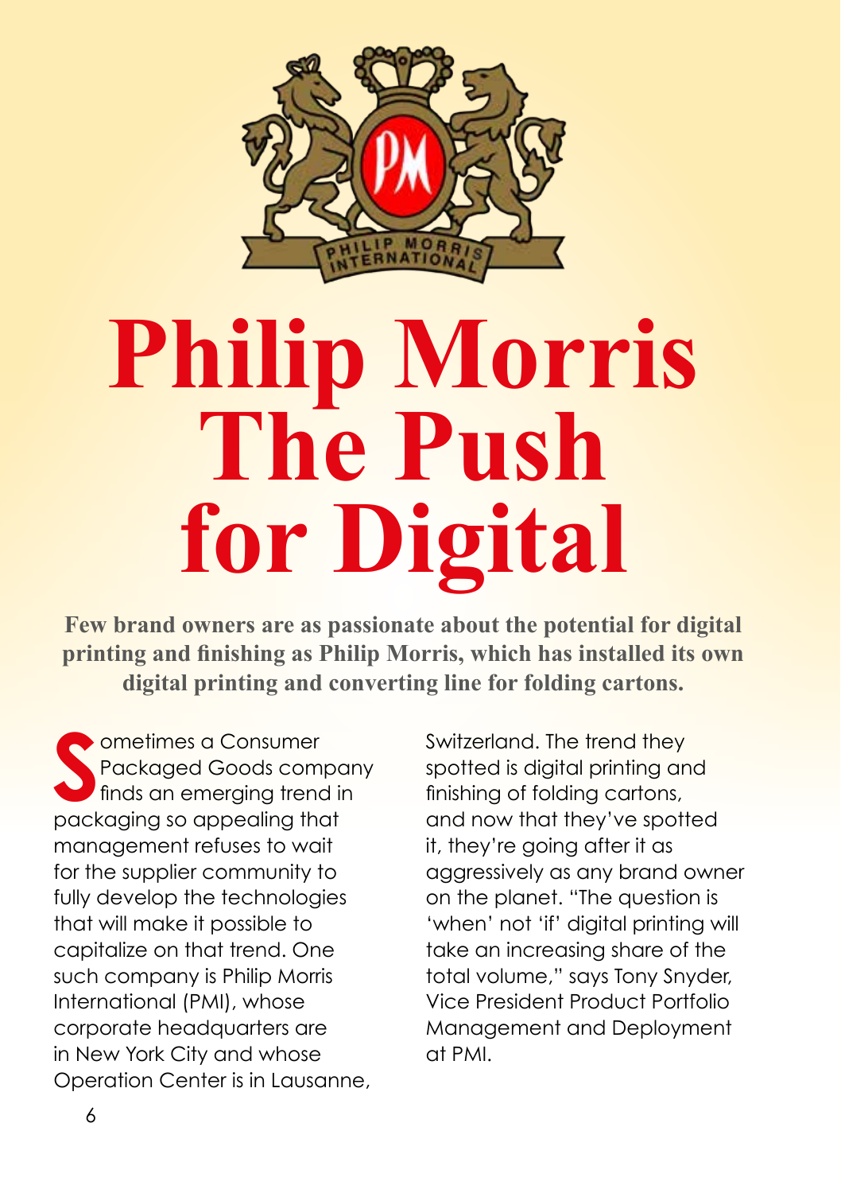# Philip Morris The Push for Digital

**Few brand owners are as passionate about the potential for digital printing and finishing as Philip Morris, which has installed its own digital printing and converting line for folding cartons.**

Sometimes a Consumer Packaged Goods company finds an emerging trend in packaging so appealing that management refuses to wait for the supplier community to fully develop the technologies that will make it possible to capitalize on that trend. One such company is Philip Morris International (PMI), whose corporate headquarters are in New York City and whose Operation Center is in Lausanne, Switzerland. The trend they spotted is digital printing and finishing of folding cartons, and now that they've spotted it, they're going after it as aggressively as any brand owner on the planet. "The question is 'when' not 'if' digital printing will take an increasing share of the total volume," says Tony Snyder, Vice President Product Portfolio Management and Deployment at PMI.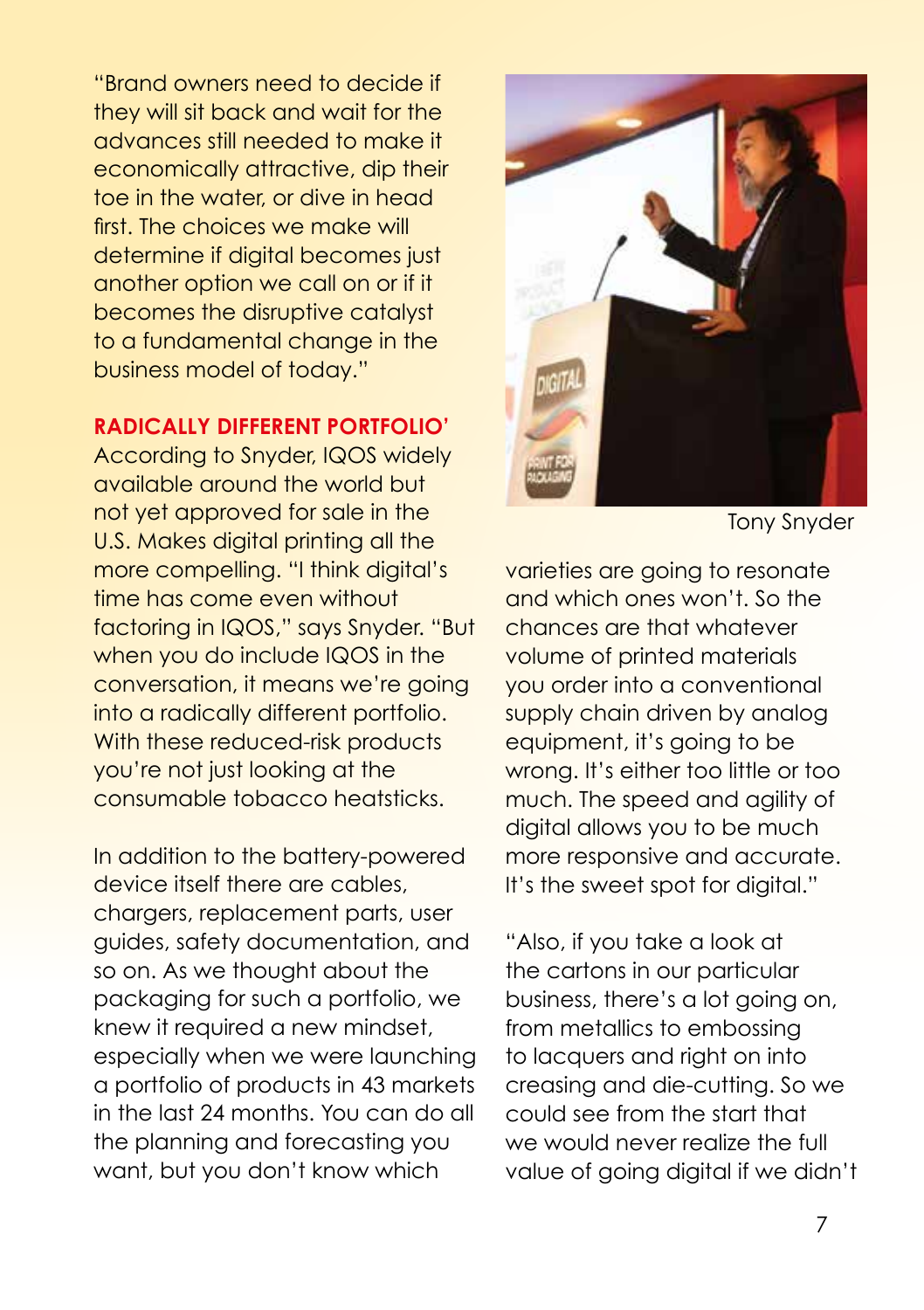"Brand owners need to decide if they will sit back and wait for the advances still needed to make it economically attractive, dip their toe in the water, or dive in head first. The choices we make will determine if digital becomes just another option we call on or if it becomes the disruptive catalyst to a fundamental change in the business model of today."

## RADICALLY DIFFERENT PORTFOLIO'

According to Snyder, IQOS widely available around the world but not yet approved for sale in the U.S. Makes digital printing all the more compelling. "I think digital's time has come even without factoring in IQOS," says Snyder. "But when you do include IQOS in the conversation, it means we're going into a radically different portfolio. With these reduced-risk products you're not just looking at the consumable tobacco heatsticks.

In addition to the battery-powered device itself there are cables, chargers, replacement parts, user guides, safety documentation, and so on. As we thought about the packaging for such a portfolio, we knew it required a new mindset, especially when we were launching a portfolio of products in 43 markets in the last 24 months. You can do all the planning and forecasting you want, but you don't know which varieties are going to resonate and which ones won't. So the chances are that whatever volume of printed materials you order into a conventional supply chain driven by analog equipment, it's going to be wrong. It's either too little or too much. The speed and agility of digital allows you to be much more responsive and accurate. It's the sweet spot for digital."

Tony Snyder

"Also, if you take a look at the cartons in our particular business, there's a lot going on, from metallics to embossing to lacquers and right on into creasing and die-cutting. So we could see from the start that we would never realize the full value of going digital if we didn't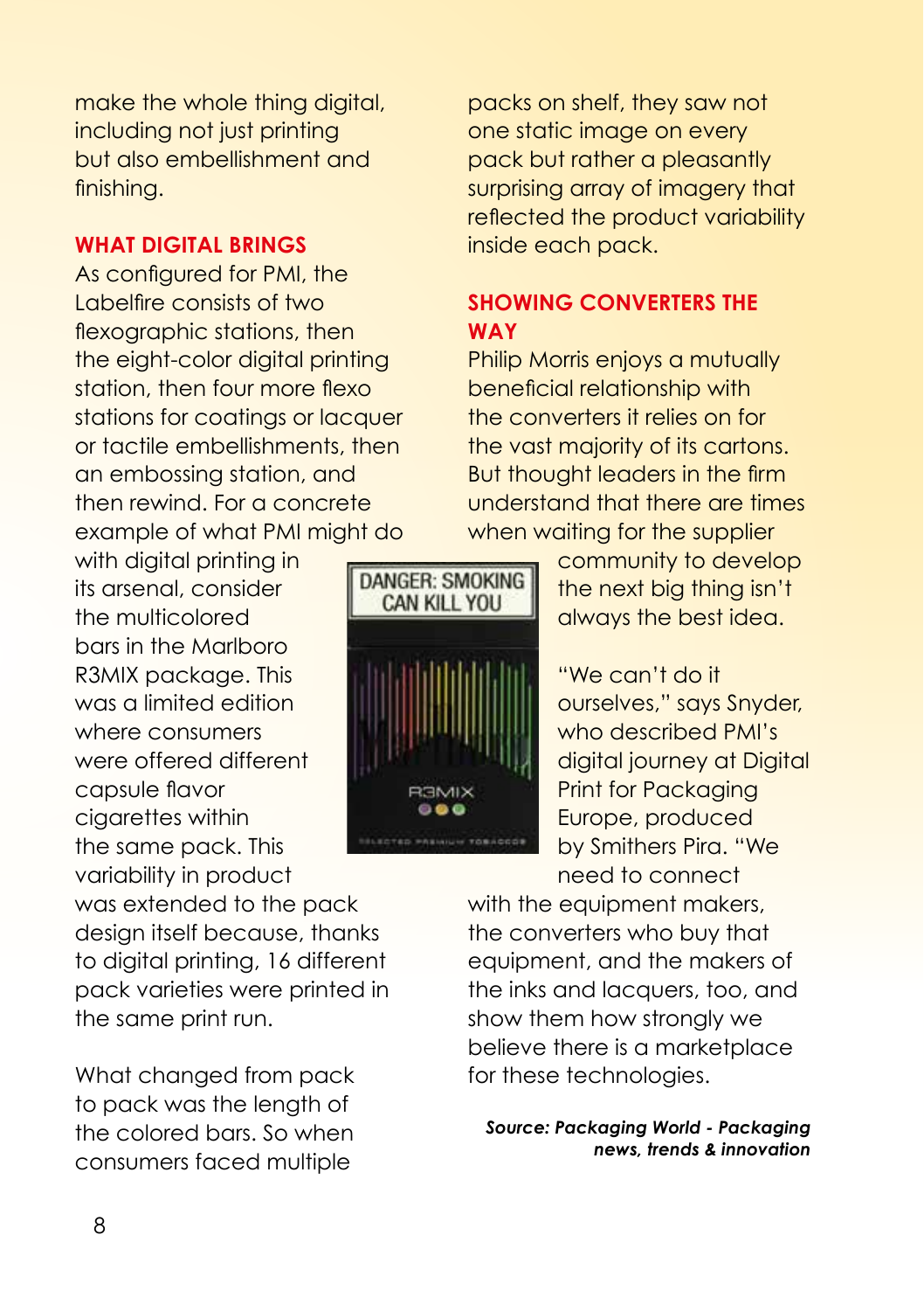make the whole thing digital, including not just printing but also embellishment and finishing.

## WHAT DIGITAL BRINGS

As configured for PMI, the Labelfire consists of two flexographic stations, then the eight-color digital printing station, then four more flexo stations for coatings or lacquer or tactile embellishments, then an embossing station, and then rewind. For a concrete example of what PMI might do with digital printing in its arsenal, consider the multicolored bars in the Marlboro R3MIX package. This was a limited edition where consumers were offered different capsule flavor cigarettes within the same pack. This variability in product was extended to the pack design itself because, thanks to digital printing, 16 different pack varieties were printed in the same print run.

What changed from pack to pack was the length of the colored bars. So when consumers faced multiple packs on shelf, they saw not one static image on every pack but rather a pleasantly surprising array of imagery that reflected the product variability inside each pack.

## SHOWING CONVERTERS THE WAY

Philip Morris enjoys a mutually beneficial relationship with the converters it relies on for the vast majority of its cartons. But thought leaders in the firm understand that there are times when waiting for the supplier community to develop the next big thing isn't always the best idea.

"We can't do it ourselves," says Snyder, who described PMI's digital journey at Digital Print for Packaging Europe, produced by Smithers Pira. "We need to connect with the equipment makers, the converters who buy that equipment, and the makers of the inks and lacquers, too, and show them how strongly we believe there is a marketplace for these technologies.

***Source: Packaging World - Packaging news, trends & innovation***